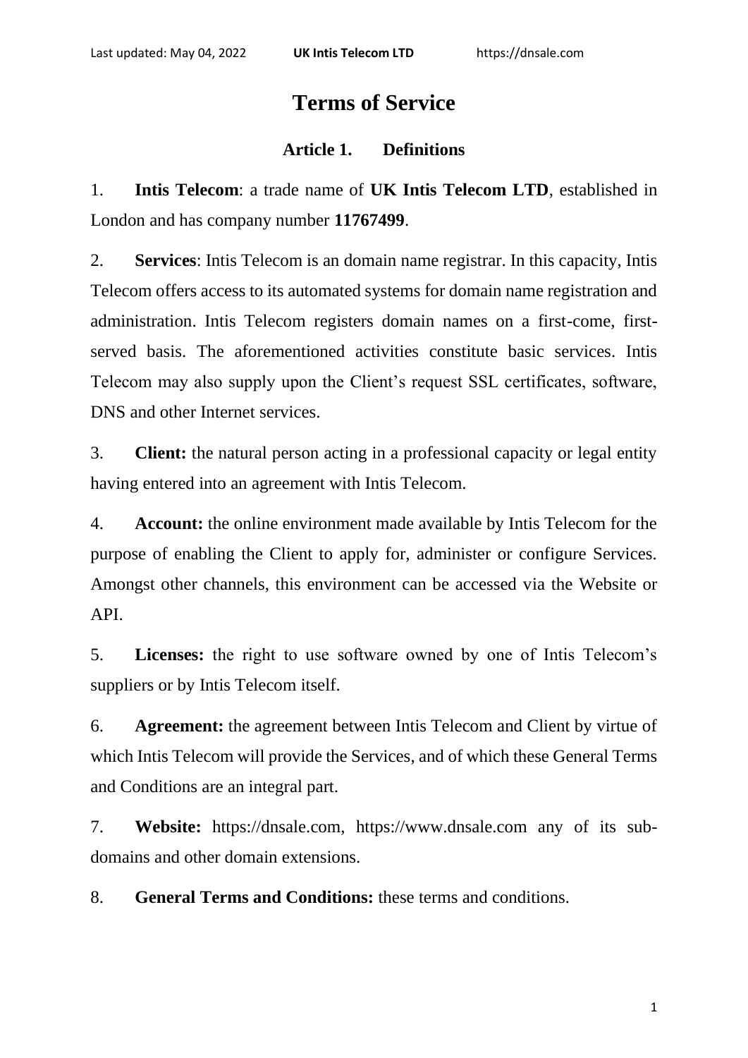# Terms of Service

## Article 1. Definitions

1. **Intis Telecom**: a trade name of **UK Intis Telecom LTD**, established in London and has company number **11767499**.

2. **Services**: Intis Telecom is an domain name registrar. In this capacity, Intis Telecom offers access to its automated systems for domain name registration and administration. Intis Telecom registers domain names on a first-come, first-served basis. The aforementioned activities constitute basic services. Intis Telecom may also supply upon the Client's request SSL certificates, software, DNS and other Internet services.

3. **Client:** the natural person acting in a professional capacity or legal entity having entered into an agreement with Intis Telecom.

4. **Account:** the online environment made available by Intis Telecom for the purpose of enabling the Client to apply for, administer or configure Services. Amongst other channels, this environment can be accessed via the Website or API.

5. **Licenses:** the right to use software owned by one of Intis Telecom's suppliers or by Intis Telecom itself.

6. **Agreement:** the agreement between Intis Telecom and Client by virtue of which Intis Telecom will provide the Services, and of which these General Terms and Conditions are an integral part.

7. **Website:** https://dnsale.com, https://www.dnsale.com any of its sub-domains and other domain extensions.

8. **General Terms and Conditions:** these terms and conditions.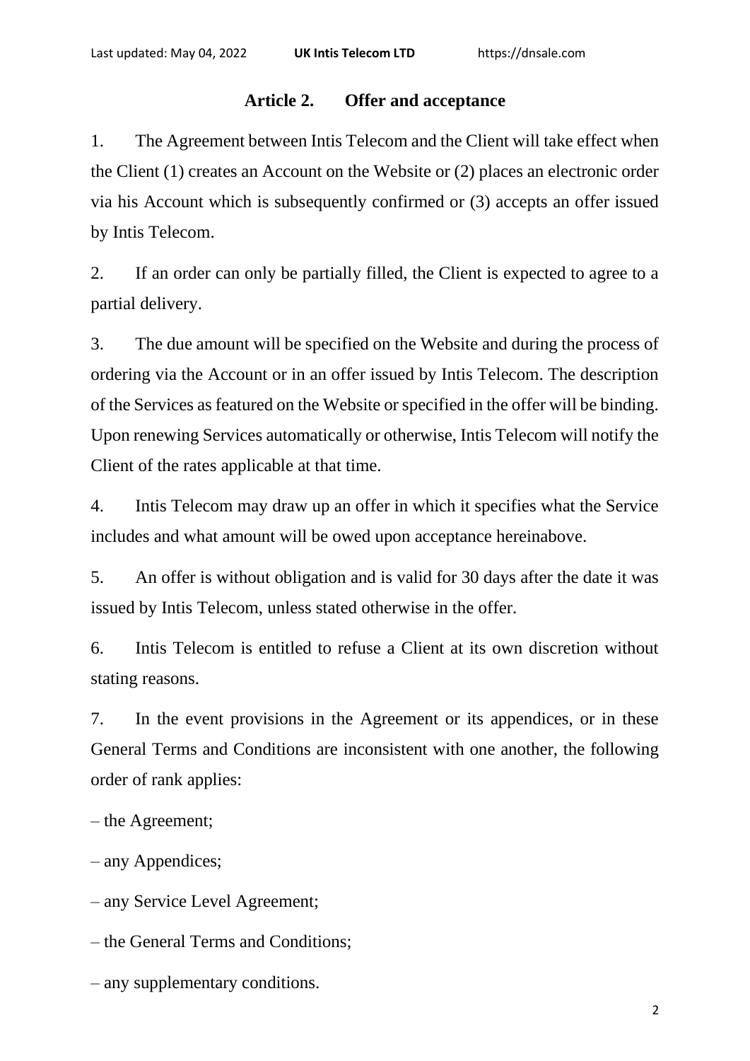## Article 2. Offer and acceptance

1. The Agreement between Intis Telecom and the Client will take effect when the Client (1) creates an Account on the Website or (2) places an electronic order via his Account which is subsequently confirmed or (3) accepts an offer issued by Intis Telecom.

2. If an order can only be partially filled, the Client is expected to agree to a partial delivery.

3. The due amount will be specified on the Website and during the process of ordering via the Account or in an offer issued by Intis Telecom. The description of the Services as featured on the Website or specified in the offer will be binding. Upon renewing Services automatically or otherwise, Intis Telecom will notify the Client of the rates applicable at that time.

4. Intis Telecom may draw up an offer in which it specifies what the Service includes and what amount will be owed upon acceptance hereinabove.

5. An offer is without obligation and is valid for 30 days after the date it was issued by Intis Telecom, unless stated otherwise in the offer.

6. Intis Telecom is entitled to refuse a Client at its own discretion without stating reasons.

7. In the event provisions in the Agreement or its appendices, or in these General Terms and Conditions are inconsistent with one another, the following order of rank applies:

– the Agreement;

– any Appendices;

– any Service Level Agreement;

– the General Terms and Conditions;

– any supplementary conditions.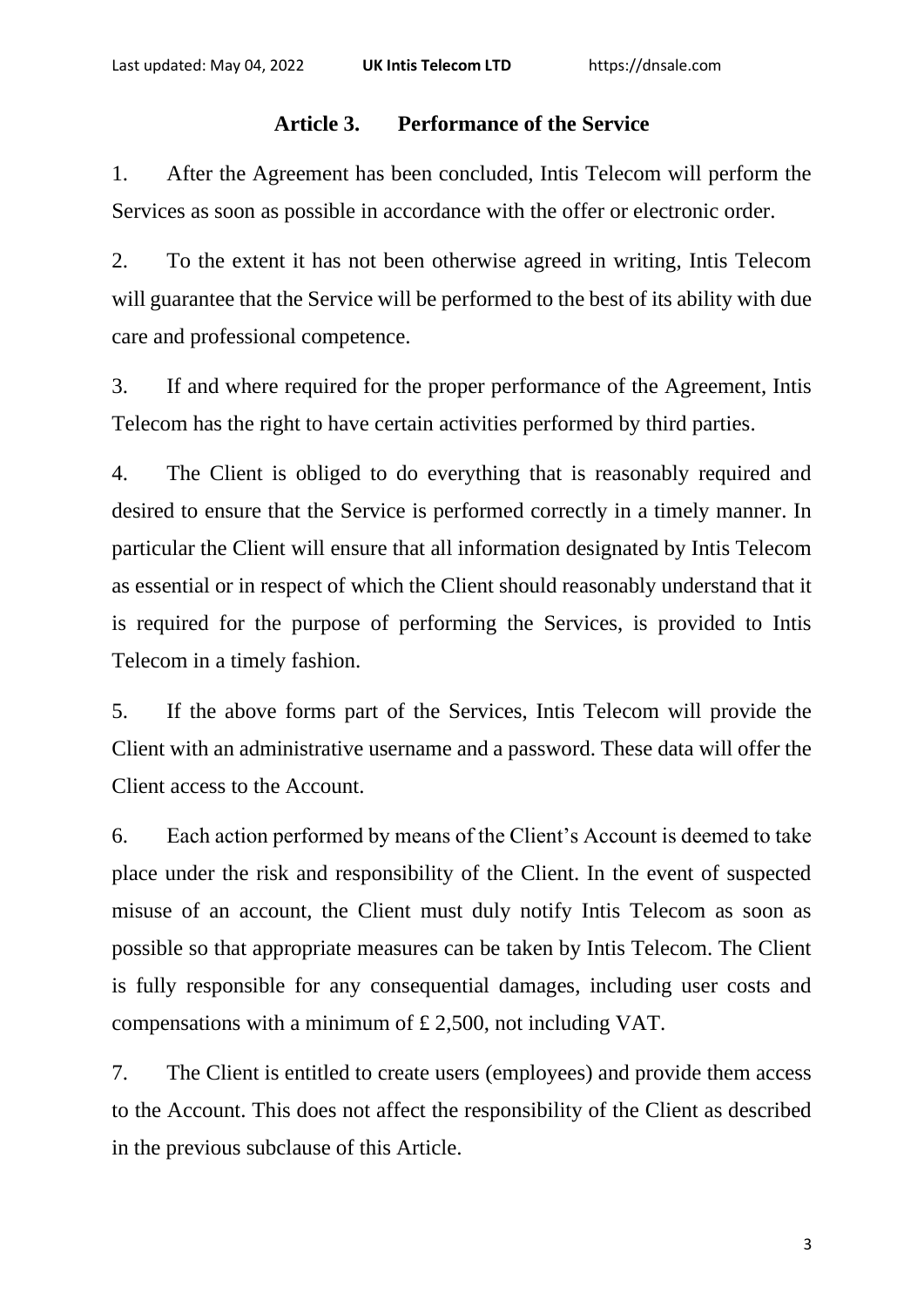## Article 3. Performance of the Service

1. After the Agreement has been concluded, Intis Telecom will perform the Services as soon as possible in accordance with the offer or electronic order.

2. To the extent it has not been otherwise agreed in writing, Intis Telecom will guarantee that the Service will be performed to the best of its ability with due care and professional competence.

3. If and where required for the proper performance of the Agreement, Intis Telecom has the right to have certain activities performed by third parties.

4. The Client is obliged to do everything that is reasonably required and desired to ensure that the Service is performed correctly in a timely manner. In particular the Client will ensure that all information designated by Intis Telecom as essential or in respect of which the Client should reasonably understand that it is required for the purpose of performing the Services, is provided to Intis Telecom in a timely fashion.

5. If the above forms part of the Services, Intis Telecom will provide the Client with an administrative username and a password. These data will offer the Client access to the Account.

6. Each action performed by means of the Client's Account is deemed to take place under the risk and responsibility of the Client. In the event of suspected misuse of an account, the Client must duly notify Intis Telecom as soon as possible so that appropriate measures can be taken by Intis Telecom. The Client is fully responsible for any consequential damages, including user costs and compensations with a minimum of £ 2,500, not including VAT.

7. The Client is entitled to create users (employees) and provide them access to the Account. This does not affect the responsibility of the Client as described in the previous subclause of this Article.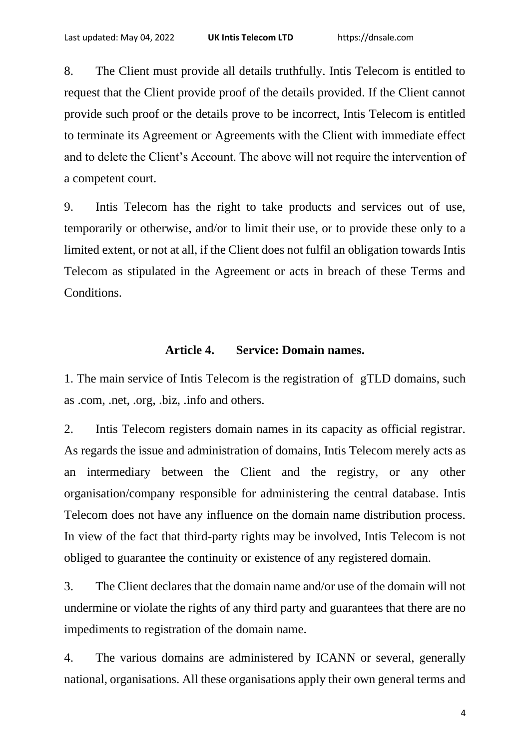8. The Client must provide all details truthfully. Intis Telecom is entitled to request that the Client provide proof of the details provided. If the Client cannot provide such proof or the details prove to be incorrect, Intis Telecom is entitled to terminate its Agreement or Agreements with the Client with immediate effect and to delete the Client's Account. The above will not require the intervention of a competent court.

9. Intis Telecom has the right to take products and services out of use, temporarily or otherwise, and/or to limit their use, or to provide these only to a limited extent, or not at all, if the Client does not fulfil an obligation towards Intis Telecom as stipulated in the Agreement or acts in breach of these Terms and Conditions.

## Article 4. Service: Domain names.

1. The main service of Intis Telecom is the registration of gTLD domains, such as .com, .net, .org, .biz, .info and others.

2. Intis Telecom registers domain names in its capacity as official registrar. As regards the issue and administration of domains, Intis Telecom merely acts as an intermediary between the Client and the registry, or any other organisation/company responsible for administering the central database. Intis Telecom does not have any influence on the domain name distribution process. In view of the fact that third-party rights may be involved, Intis Telecom is not obliged to guarantee the continuity or existence of any registered domain.

3. The Client declares that the domain name and/or use of the domain will not undermine or violate the rights of any third party and guarantees that there are no impediments to registration of the domain name.

4. The various domains are administered by ICANN or several, generally national, organisations. All these organisations apply their own general terms and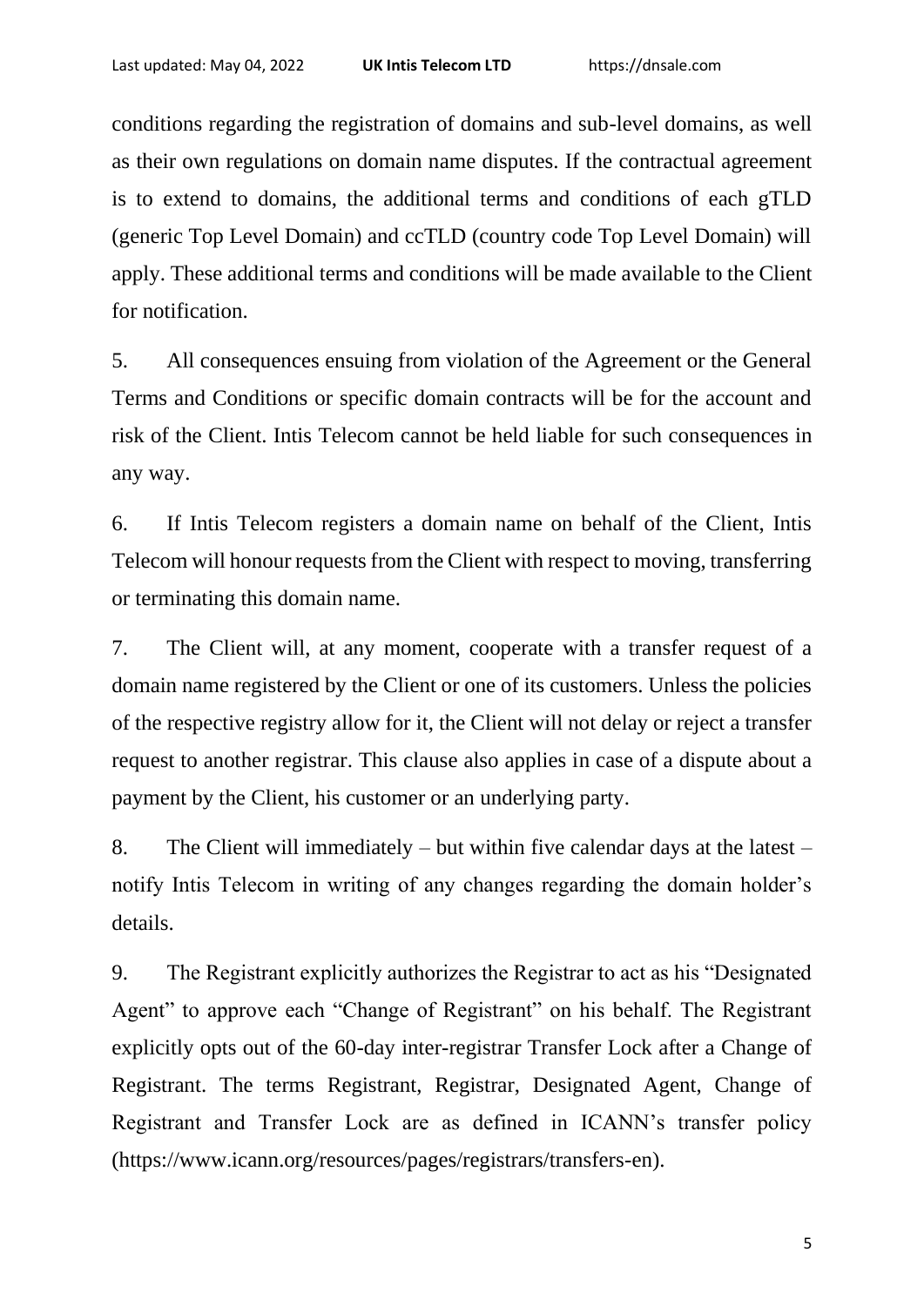conditions regarding the registration of domains and sub-level domains, as well as their own regulations on domain name disputes. If the contractual agreement is to extend to domains, the additional terms and conditions of each gTLD (generic Top Level Domain) and ccTLD (country code Top Level Domain) will apply. These additional terms and conditions will be made available to the Client for notification.

5. All consequences ensuing from violation of the Agreement or the General Terms and Conditions or specific domain contracts will be for the account and risk of the Client. Intis Telecom cannot be held liable for such consequences in any way.

6. If Intis Telecom registers a domain name on behalf of the Client, Intis Telecom will honour requests from the Client with respect to moving, transferring or terminating this domain name.

7. The Client will, at any moment, cooperate with a transfer request of a domain name registered by the Client or one of its customers. Unless the policies of the respective registry allow for it, the Client will not delay or reject a transfer request to another registrar. This clause also applies in case of a dispute about a payment by the Client, his customer or an underlying party.

8. The Client will immediately – but within five calendar days at the latest – notify Intis Telecom in writing of any changes regarding the domain holder's details.

9. The Registrant explicitly authorizes the Registrar to act as his "Designated Agent" to approve each "Change of Registrant" on his behalf. The Registrant explicitly opts out of the 60-day inter-registrar Transfer Lock after a Change of Registrant. The terms Registrant, Registrar, Designated Agent, Change of Registrant and Transfer Lock are as defined in ICANN's transfer policy (https://www.icann.org/resources/pages/registrars/transfers-en).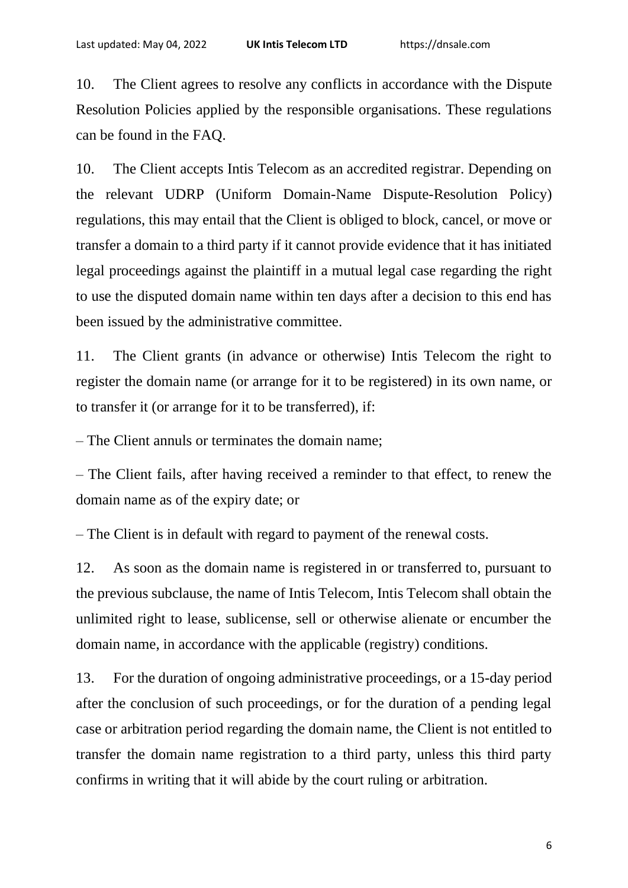10. The Client agrees to resolve any conflicts in accordance with the Dispute Resolution Policies applied by the responsible organisations. These regulations can be found in the FAQ.

10. The Client accepts Intis Telecom as an accredited registrar. Depending on the relevant UDRP (Uniform Domain-Name Dispute-Resolution Policy) regulations, this may entail that the Client is obliged to block, cancel, or move or transfer a domain to a third party if it cannot provide evidence that it has initiated legal proceedings against the plaintiff in a mutual legal case regarding the right to use the disputed domain name within ten days after a decision to this end has been issued by the administrative committee.

11. The Client grants (in advance or otherwise) Intis Telecom the right to register the domain name (or arrange for it to be registered) in its own name, or to transfer it (or arrange for it to be transferred), if:

– The Client annuls or terminates the domain name;

– The Client fails, after having received a reminder to that effect, to renew the domain name as of the expiry date; or

– The Client is in default with regard to payment of the renewal costs.

12. As soon as the domain name is registered in or transferred to, pursuant to the previous subclause, the name of Intis Telecom, Intis Telecom shall obtain the unlimited right to lease, sublicense, sell or otherwise alienate or encumber the domain name, in accordance with the applicable (registry) conditions.

13. For the duration of ongoing administrative proceedings, or a 15-day period after the conclusion of such proceedings, or for the duration of a pending legal case or arbitration period regarding the domain name, the Client is not entitled to transfer the domain name registration to a third party, unless this third party confirms in writing that it will abide by the court ruling or arbitration.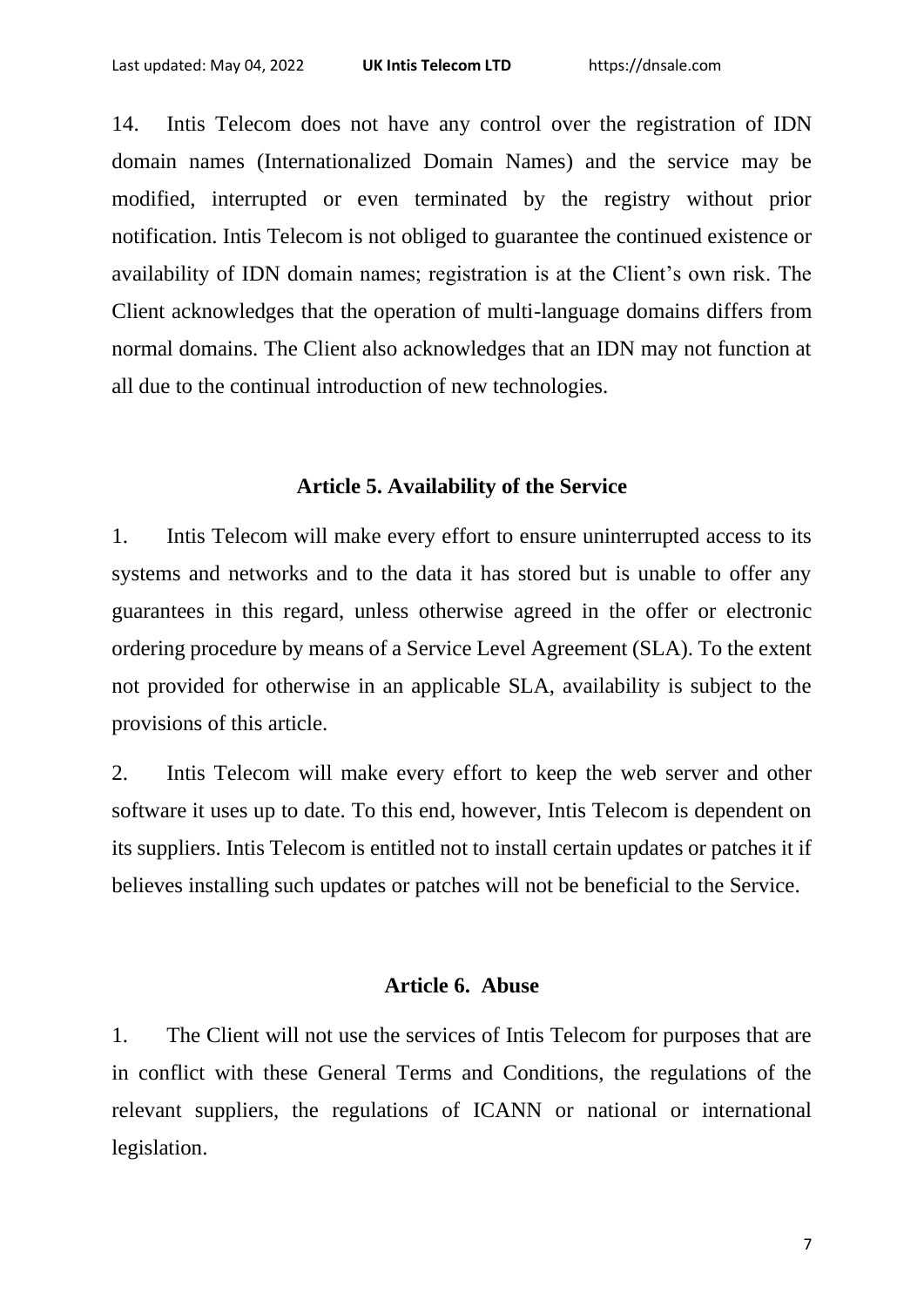14. Intis Telecom does not have any control over the registration of IDN domain names (Internationalized Domain Names) and the service may be modified, interrupted or even terminated by the registry without prior notification. Intis Telecom is not obliged to guarantee the continued existence or availability of IDN domain names; registration is at the Client's own risk. The Client acknowledges that the operation of multi-language domains differs from normal domains. The Client also acknowledges that an IDN may not function at all due to the continual introduction of new technologies.

## Article 5. Availability of the Service

1. Intis Telecom will make every effort to ensure uninterrupted access to its systems and networks and to the data it has stored but is unable to offer any guarantees in this regard, unless otherwise agreed in the offer or electronic ordering procedure by means of a Service Level Agreement (SLA). To the extent not provided for otherwise in an applicable SLA, availability is subject to the provisions of this article.

2. Intis Telecom will make every effort to keep the web server and other software it uses up to date. To this end, however, Intis Telecom is dependent on its suppliers. Intis Telecom is entitled not to install certain updates or patches it if believes installing such updates or patches will not be beneficial to the Service.

## Article 6. Abuse

1. The Client will not use the services of Intis Telecom for purposes that are in conflict with these General Terms and Conditions, the regulations of the relevant suppliers, the regulations of ICANN or national or international legislation.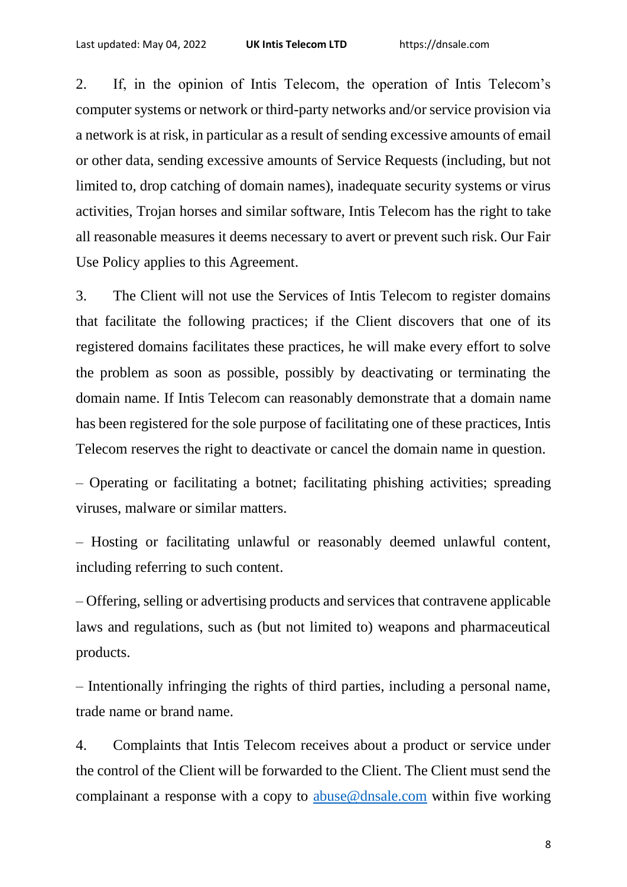2. If, in the opinion of Intis Telecom, the operation of Intis Telecom's computer systems or network or third-party networks and/or service provision via a network is at risk, in particular as a result of sending excessive amounts of email or other data, sending excessive amounts of Service Requests (including, but not limited to, drop catching of domain names), inadequate security systems or virus activities, Trojan horses and similar software, Intis Telecom has the right to take all reasonable measures it deems necessary to avert or prevent such risk. Our Fair Use Policy applies to this Agreement.

3. The Client will not use the Services of Intis Telecom to register domains that facilitate the following practices; if the Client discovers that one of its registered domains facilitates these practices, he will make every effort to solve the problem as soon as possible, possibly by deactivating or terminating the domain name. If Intis Telecom can reasonably demonstrate that a domain name has been registered for the sole purpose of facilitating one of these practices, Intis Telecom reserves the right to deactivate or cancel the domain name in question.

– Operating or facilitating a botnet; facilitating phishing activities; spreading viruses, malware or similar matters.

– Hosting or facilitating unlawful or reasonably deemed unlawful content, including referring to such content.

– Offering, selling or advertising products and services that contravene applicable laws and regulations, such as (but not limited to) weapons and pharmaceutical products.

– Intentionally infringing the rights of third parties, including a personal name, trade name or brand name.

4. Complaints that Intis Telecom receives about a product or service under the control of the Client will be forwarded to the Client. The Client must send the complainant a response with a copy to abuse@dnsale.com within five working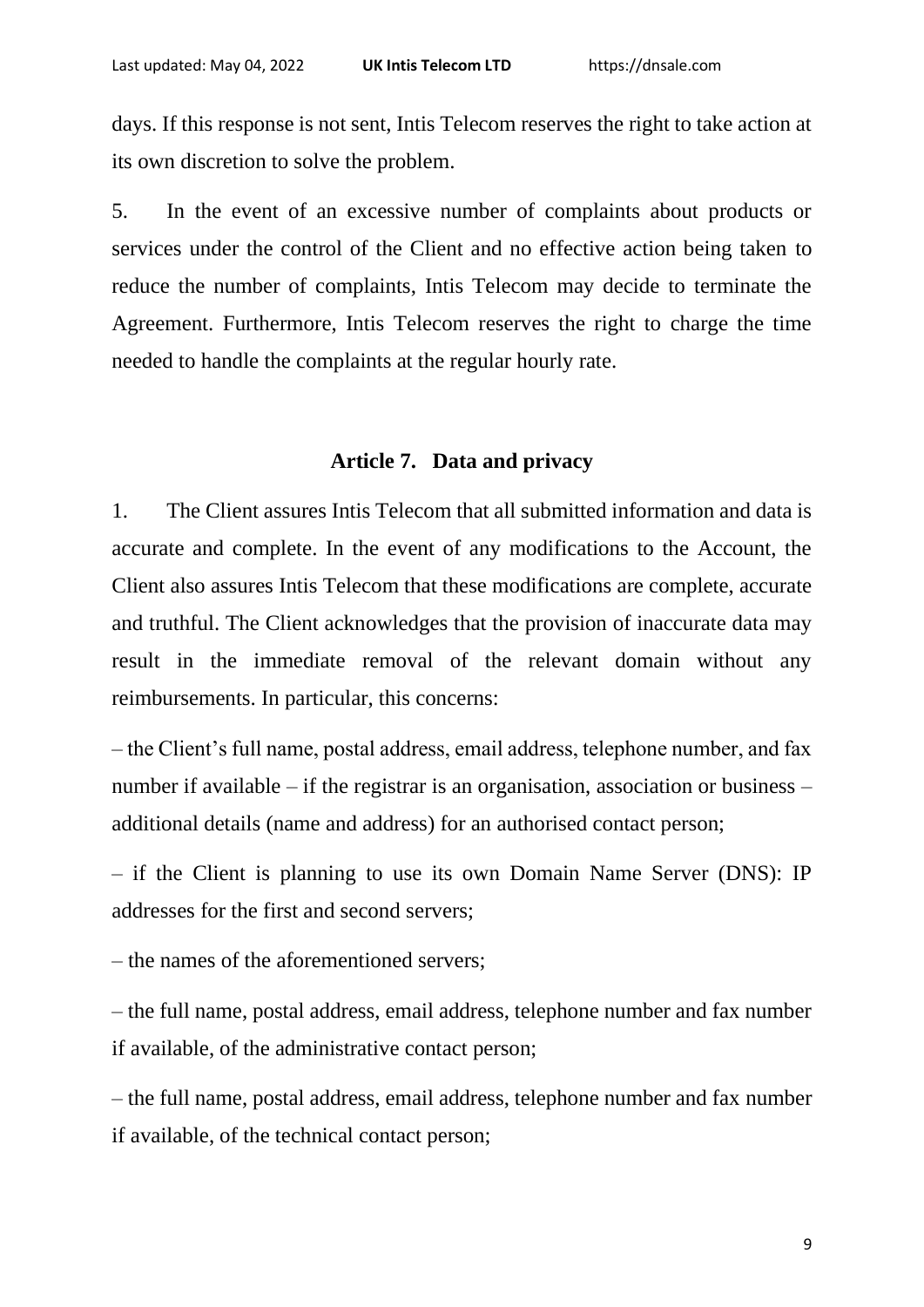days. If this response is not sent, Intis Telecom reserves the right to take action at its own discretion to solve the problem.

5. In the event of an excessive number of complaints about products or services under the control of the Client and no effective action being taken to reduce the number of complaints, Intis Telecom may decide to terminate the Agreement. Furthermore, Intis Telecom reserves the right to charge the time needed to handle the complaints at the regular hourly rate.

## Article 7. Data and privacy

1. The Client assures Intis Telecom that all submitted information and data is accurate and complete. In the event of any modifications to the Account, the Client also assures Intis Telecom that these modifications are complete, accurate and truthful. The Client acknowledges that the provision of inaccurate data may result in the immediate removal of the relevant domain without any reimbursements. In particular, this concerns:

– the Client's full name, postal address, email address, telephone number, and fax number if available – if the registrar is an organisation, association or business – additional details (name and address) for an authorised contact person;

– if the Client is planning to use its own Domain Name Server (DNS): IP addresses for the first and second servers;

– the names of the aforementioned servers;

– the full name, postal address, email address, telephone number and fax number if available, of the administrative contact person;

– the full name, postal address, email address, telephone number and fax number if available, of the technical contact person;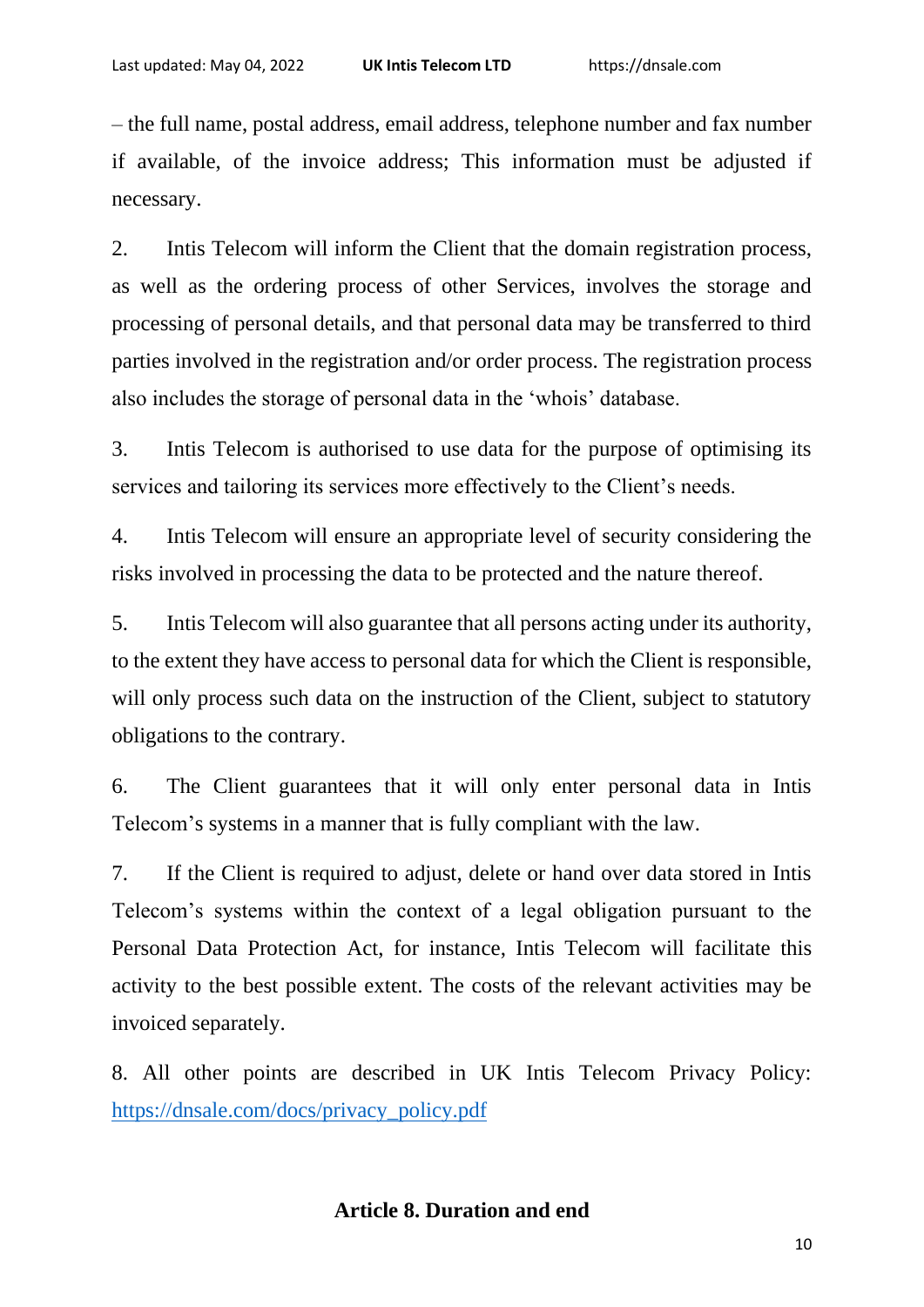– the full name, postal address, email address, telephone number and fax number if available, of the invoice address; This information must be adjusted if necessary.

2. Intis Telecom will inform the Client that the domain registration process, as well as the ordering process of other Services, involves the storage and processing of personal details, and that personal data may be transferred to third parties involved in the registration and/or order process. The registration process also includes the storage of personal data in the 'whois' database.

3. Intis Telecom is authorised to use data for the purpose of optimising its services and tailoring its services more effectively to the Client's needs.

4. Intis Telecom will ensure an appropriate level of security considering the risks involved in processing the data to be protected and the nature thereof.

5. Intis Telecom will also guarantee that all persons acting under its authority, to the extent they have access to personal data for which the Client is responsible, will only process such data on the instruction of the Client, subject to statutory obligations to the contrary.

6. The Client guarantees that it will only enter personal data in Intis Telecom's systems in a manner that is fully compliant with the law.

7. If the Client is required to adjust, delete or hand over data stored in Intis Telecom's systems within the context of a legal obligation pursuant to the Personal Data Protection Act, for instance, Intis Telecom will facilitate this activity to the best possible extent. The costs of the relevant activities may be invoiced separately.

8. All other points are described in UK Intis Telecom Privacy Policy: [https://dnsale.com/docs/privacy_policy.pdf](https://dnsale.com/docs/privacy_policy.pdf)

## Article 8. Duration and end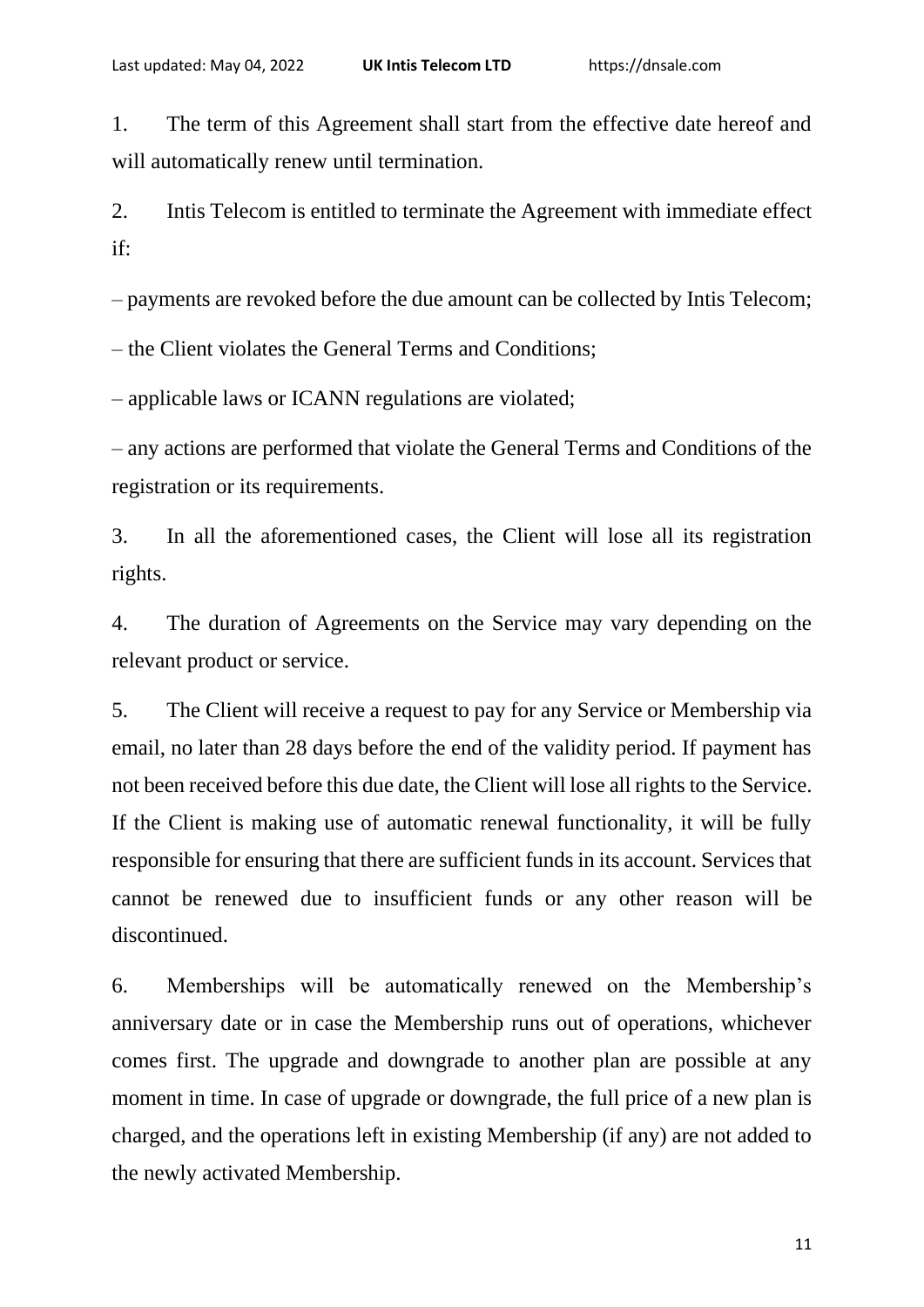1. The term of this Agreement shall start from the effective date hereof and will automatically renew until termination.

2. Intis Telecom is entitled to terminate the Agreement with immediate effect if:

– payments are revoked before the due amount can be collected by Intis Telecom;

– the Client violates the General Terms and Conditions;

– applicable laws or ICANN regulations are violated;

– any actions are performed that violate the General Terms and Conditions of the registration or its requirements.

3. In all the aforementioned cases, the Client will lose all its registration rights.

4. The duration of Agreements on the Service may vary depending on the relevant product or service.

5. The Client will receive a request to pay for any Service or Membership via email, no later than 28 days before the end of the validity period. If payment has not been received before this due date, the Client will lose all rights to the Service. If the Client is making use of automatic renewal functionality, it will be fully responsible for ensuring that there are sufficient funds in its account. Services that cannot be renewed due to insufficient funds or any other reason will be discontinued.

6. Memberships will be automatically renewed on the Membership's anniversary date or in case the Membership runs out of operations, whichever comes first. The upgrade and downgrade to another plan are possible at any moment in time. In case of upgrade or downgrade, the full price of a new plan is charged, and the operations left in existing Membership (if any) are not added to the newly activated Membership.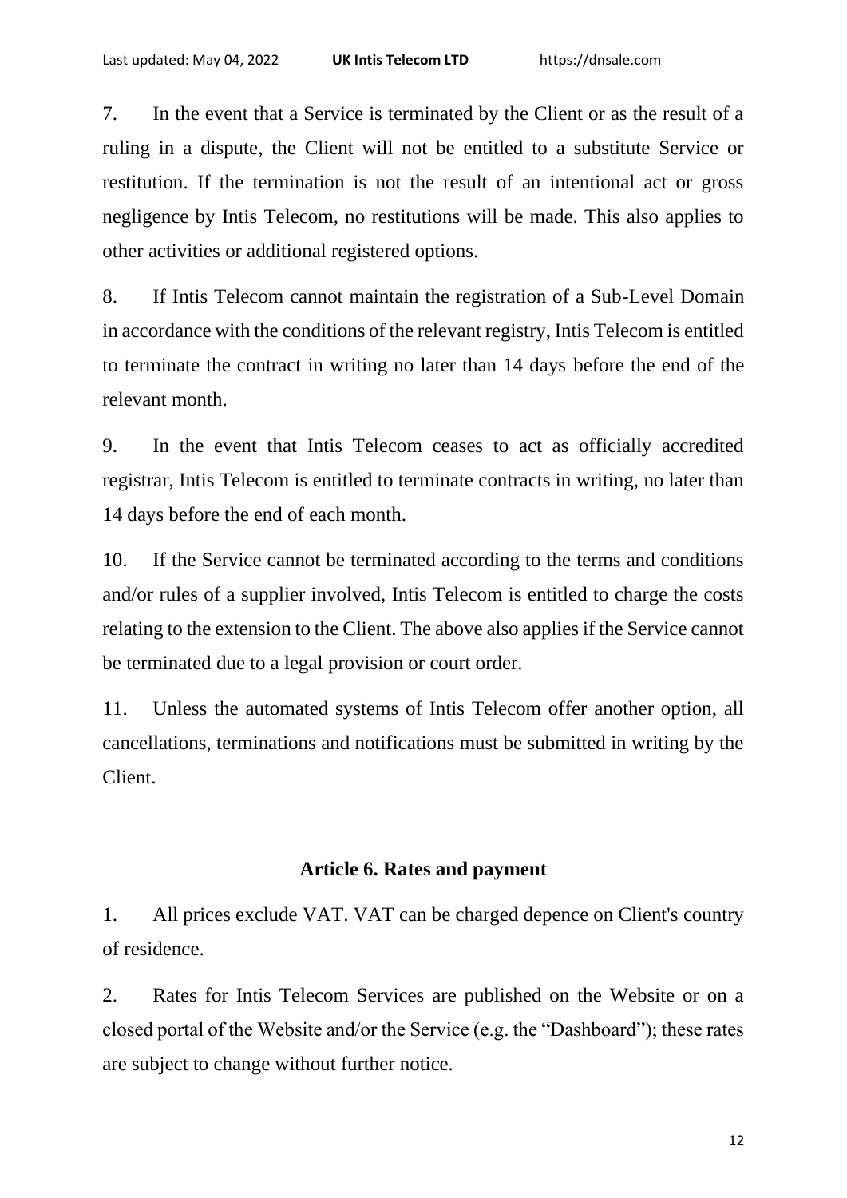7. In the event that a Service is terminated by the Client or as the result of a ruling in a dispute, the Client will not be entitled to a substitute Service or restitution. If the termination is not the result of an intentional act or gross negligence by Intis Telecom, no restitutions will be made. This also applies to other activities or additional registered options.

8. If Intis Telecom cannot maintain the registration of a Sub-Level Domain in accordance with the conditions of the relevant registry, Intis Telecom is entitled to terminate the contract in writing no later than 14 days before the end of the relevant month.

9. In the event that Intis Telecom ceases to act as officially accredited registrar, Intis Telecom is entitled to terminate contracts in writing, no later than 14 days before the end of each month.

10. If the Service cannot be terminated according to the terms and conditions and/or rules of a supplier involved, Intis Telecom is entitled to charge the costs relating to the extension to the Client. The above also applies if the Service cannot be terminated due to a legal provision or court order.

11. Unless the automated systems of Intis Telecom offer another option, all cancellations, terminations and notifications must be submitted in writing by the Client.

## Article 6. Rates and payment

1. All prices exclude VAT. VAT can be charged depence on Client's country of residence.

2. Rates for Intis Telecom Services are published on the Website or on a closed portal of the Website and/or the Service (e.g. the "Dashboard"); these rates are subject to change without further notice.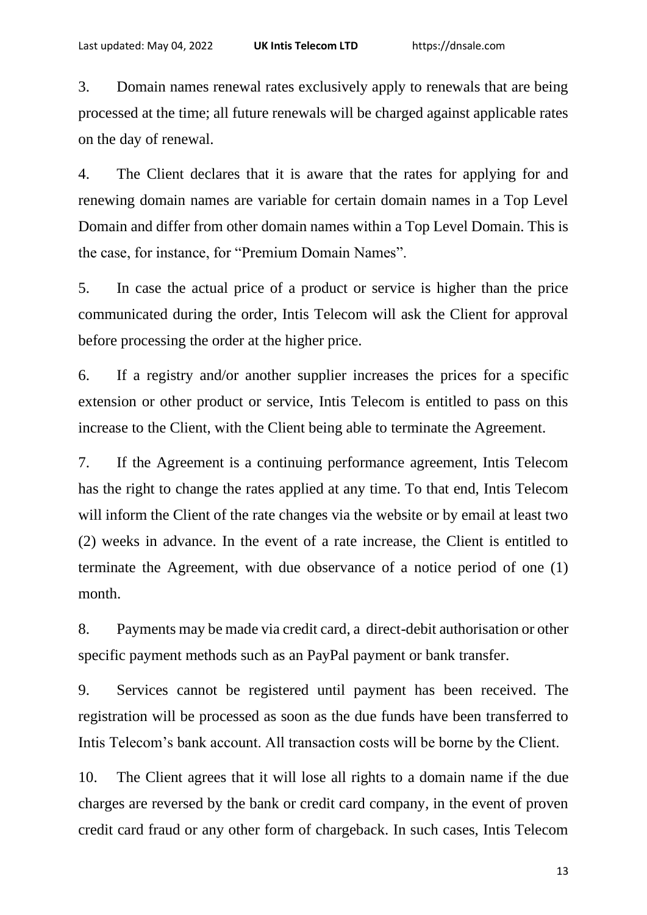3. Domain names renewal rates exclusively apply to renewals that are being processed at the time; all future renewals will be charged against applicable rates on the day of renewal.

4. The Client declares that it is aware that the rates for applying for and renewing domain names are variable for certain domain names in a Top Level Domain and differ from other domain names within a Top Level Domain. This is the case, for instance, for "Premium Domain Names".

5. In case the actual price of a product or service is higher than the price communicated during the order, Intis Telecom will ask the Client for approval before processing the order at the higher price.

6. If a registry and/or another supplier increases the prices for a specific extension or other product or service, Intis Telecom is entitled to pass on this increase to the Client, with the Client being able to terminate the Agreement.

7. If the Agreement is a continuing performance agreement, Intis Telecom has the right to change the rates applied at any time. To that end, Intis Telecom will inform the Client of the rate changes via the website or by email at least two (2) weeks in advance. In the event of a rate increase, the Client is entitled to terminate the Agreement, with due observance of a notice period of one (1) month.

8. Payments may be made via credit card, a direct-debit authorisation or other specific payment methods such as an PayPal payment or bank transfer.

9. Services cannot be registered until payment has been received. The registration will be processed as soon as the due funds have been transferred to Intis Telecom's bank account. All transaction costs will be borne by the Client.

10. The Client agrees that it will lose all rights to a domain name if the due charges are reversed by the bank or credit card company, in the event of proven credit card fraud or any other form of chargeback. In such cases, Intis Telecom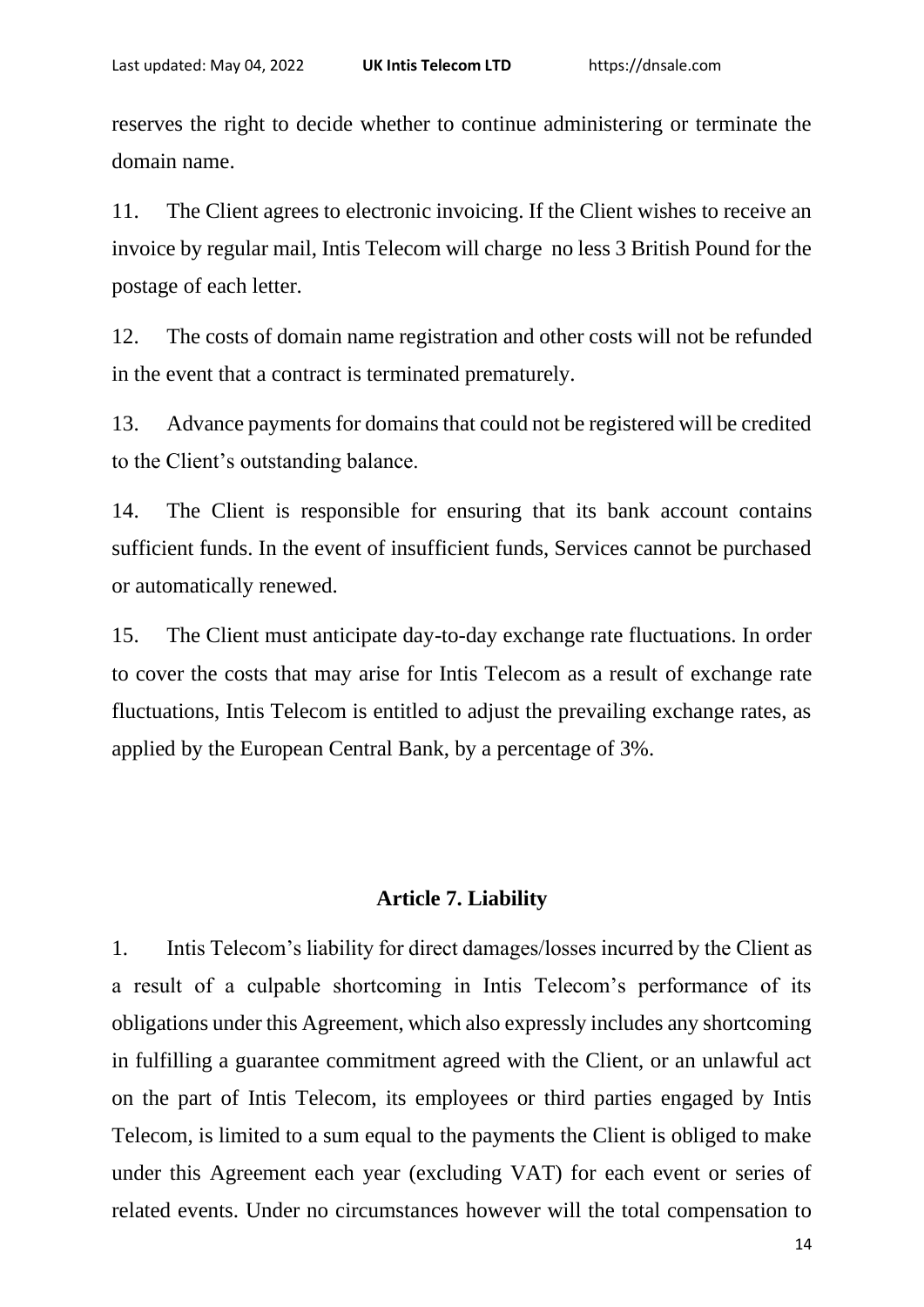reserves the right to decide whether to continue administering or terminate the domain name.

11. The Client agrees to electronic invoicing. If the Client wishes to receive an invoice by regular mail, Intis Telecom will charge no less 3 British Pound for the postage of each letter.

12. The costs of domain name registration and other costs will not be refunded in the event that a contract is terminated prematurely.

13. Advance payments for domains that could not be registered will be credited to the Client's outstanding balance.

14. The Client is responsible for ensuring that its bank account contains sufficient funds. In the event of insufficient funds, Services cannot be purchased or automatically renewed.

15. The Client must anticipate day-to-day exchange rate fluctuations. In order to cover the costs that may arise for Intis Telecom as a result of exchange rate fluctuations, Intis Telecom is entitled to adjust the prevailing exchange rates, as applied by the European Central Bank, by a percentage of 3%.

## Article 7. Liability

1. Intis Telecom's liability for direct damages/losses incurred by the Client as a result of a culpable shortcoming in Intis Telecom's performance of its obligations under this Agreement, which also expressly includes any shortcoming in fulfilling a guarantee commitment agreed with the Client, or an unlawful act on the part of Intis Telecom, its employees or third parties engaged by Intis Telecom, is limited to a sum equal to the payments the Client is obliged to make under this Agreement each year (excluding VAT) for each event or series of related events. Under no circumstances however will the total compensation to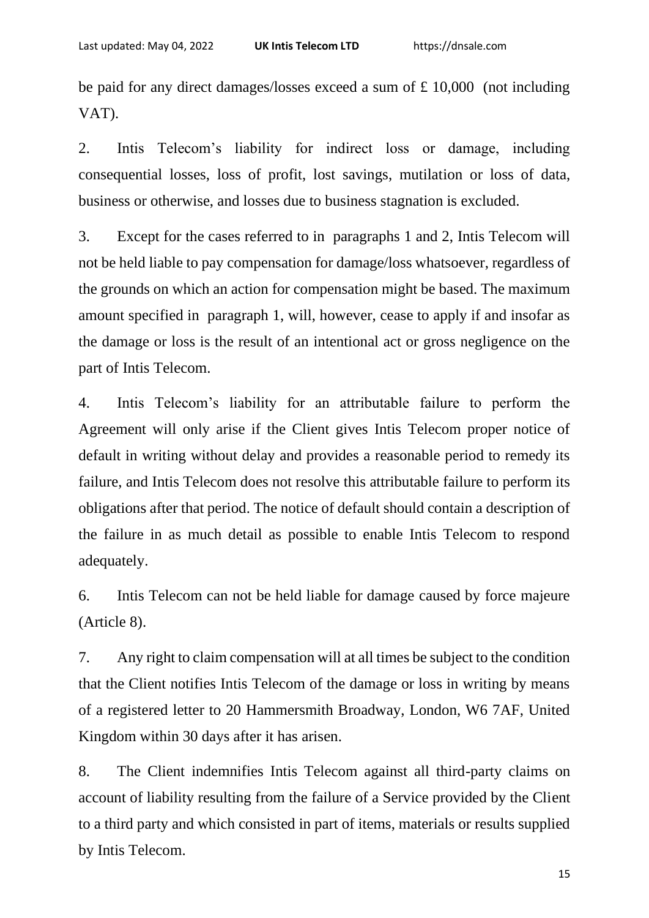be paid for any direct damages/losses exceed a sum of £ 10,000 (not including VAT).

2. Intis Telecom's liability for indirect loss or damage, including consequential losses, loss of profit, lost savings, mutilation or loss of data, business or otherwise, and losses due to business stagnation is excluded.

3. Except for the cases referred to in paragraphs 1 and 2, Intis Telecom will not be held liable to pay compensation for damage/loss whatsoever, regardless of the grounds on which an action for compensation might be based. The maximum amount specified in paragraph 1, will, however, cease to apply if and insofar as the damage or loss is the result of an intentional act or gross negligence on the part of Intis Telecom.

4. Intis Telecom's liability for an attributable failure to perform the Agreement will only arise if the Client gives Intis Telecom proper notice of default in writing without delay and provides a reasonable period to remedy its failure, and Intis Telecom does not resolve this attributable failure to perform its obligations after that period. The notice of default should contain a description of the failure in as much detail as possible to enable Intis Telecom to respond adequately.

6. Intis Telecom can not be held liable for damage caused by force majeure (Article 8).

7. Any right to claim compensation will at all times be subject to the condition that the Client notifies Intis Telecom of the damage or loss in writing by means of a registered letter to 20 Hammersmith Broadway, London, W6 7AF, United Kingdom within 30 days after it has arisen.

8. The Client indemnifies Intis Telecom against all third-party claims on account of liability resulting from the failure of a Service provided by the Client to a third party and which consisted in part of items, materials or results supplied by Intis Telecom.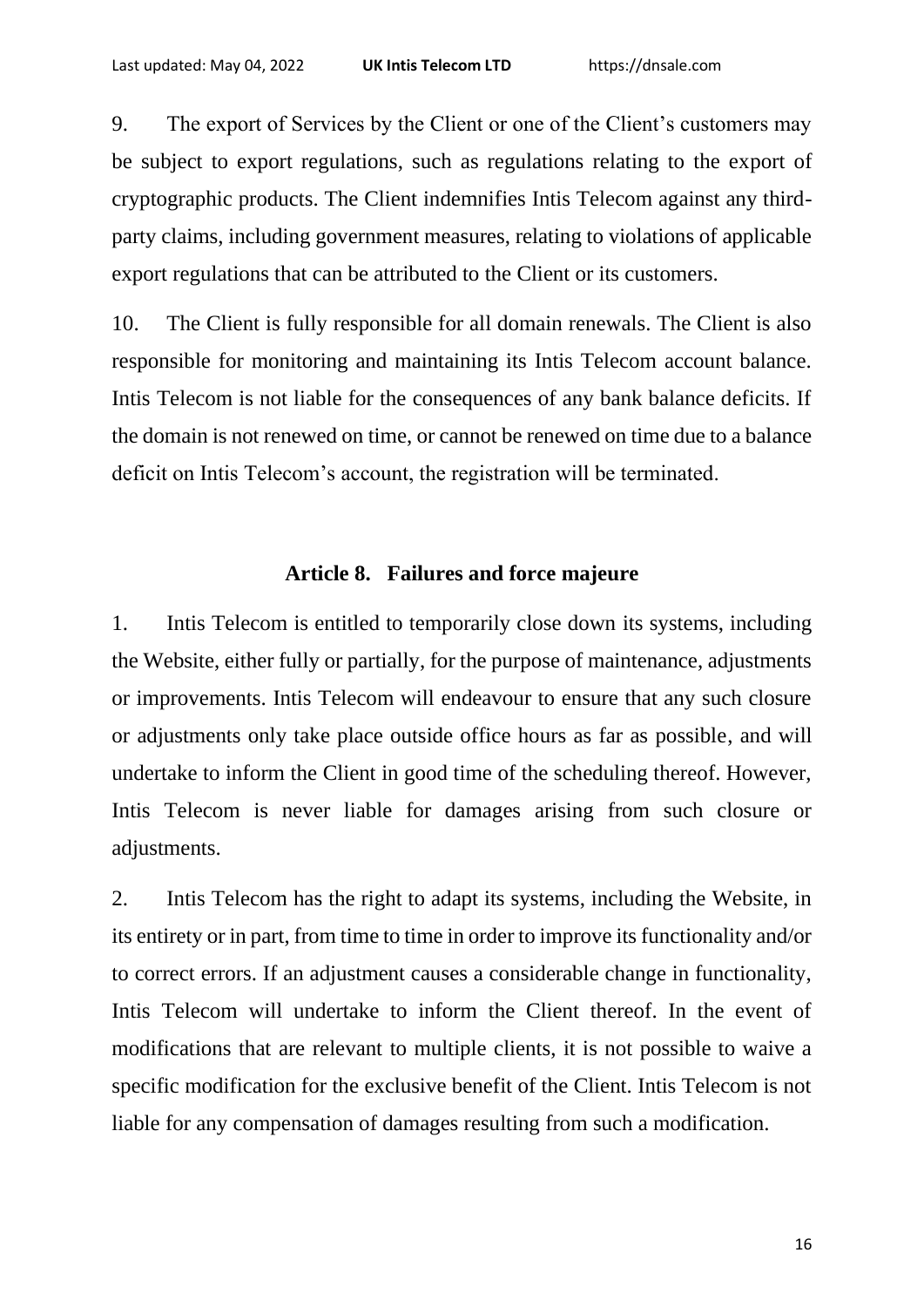9. The export of Services by the Client or one of the Client's customers may be subject to export regulations, such as regulations relating to the export of cryptographic products. The Client indemnifies Intis Telecom against any third-party claims, including government measures, relating to violations of applicable export regulations that can be attributed to the Client or its customers.

10. The Client is fully responsible for all domain renewals. The Client is also responsible for monitoring and maintaining its Intis Telecom account balance. Intis Telecom is not liable for the consequences of any bank balance deficits. If the domain is not renewed on time, or cannot be renewed on time due to a balance deficit on Intis Telecom's account, the registration will be terminated.

## Article 8. Failures and force majeure

1. Intis Telecom is entitled to temporarily close down its systems, including the Website, either fully or partially, for the purpose of maintenance, adjustments or improvements. Intis Telecom will endeavour to ensure that any such closure or adjustments only take place outside office hours as far as possible, and will undertake to inform the Client in good time of the scheduling thereof. However, Intis Telecom is never liable for damages arising from such closure or adjustments.

2. Intis Telecom has the right to adapt its systems, including the Website, in its entirety or in part, from time to time in order to improve its functionality and/or to correct errors. If an adjustment causes a considerable change in functionality, Intis Telecom will undertake to inform the Client thereof. In the event of modifications that are relevant to multiple clients, it is not possible to waive a specific modification for the exclusive benefit of the Client. Intis Telecom is not liable for any compensation of damages resulting from such a modification.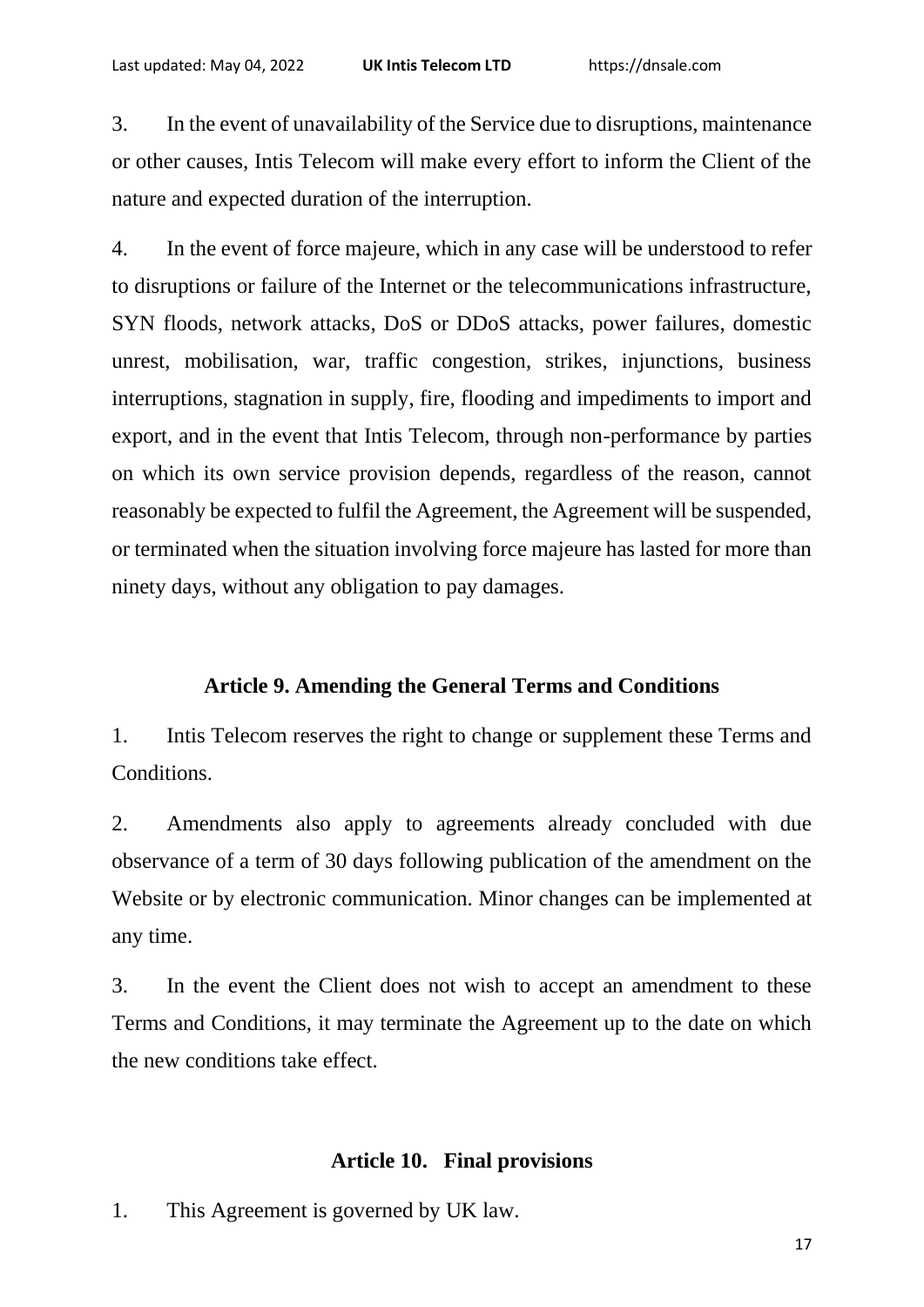3. In the event of unavailability of the Service due to disruptions, maintenance or other causes, Intis Telecom will make every effort to inform the Client of the nature and expected duration of the interruption.

4. In the event of force majeure, which in any case will be understood to refer to disruptions or failure of the Internet or the telecommunications infrastructure, SYN floods, network attacks, DoS or DDoS attacks, power failures, domestic unrest, mobilisation, war, traffic congestion, strikes, injunctions, business interruptions, stagnation in supply, fire, flooding and impediments to import and export, and in the event that Intis Telecom, through non-performance by parties on which its own service provision depends, regardless of the reason, cannot reasonably be expected to fulfil the Agreement, the Agreement will be suspended, or terminated when the situation involving force majeure has lasted for more than ninety days, without any obligation to pay damages.

## Article 9. Amending the General Terms and Conditions

1. Intis Telecom reserves the right to change or supplement these Terms and Conditions.

2. Amendments also apply to agreements already concluded with due observance of a term of 30 days following publication of the amendment on the Website or by electronic communication. Minor changes can be implemented at any time.

3. In the event the Client does not wish to accept an amendment to these Terms and Conditions, it may terminate the Agreement up to the date on which the new conditions take effect.

## Article 10. Final provisions

1. This Agreement is governed by UK law.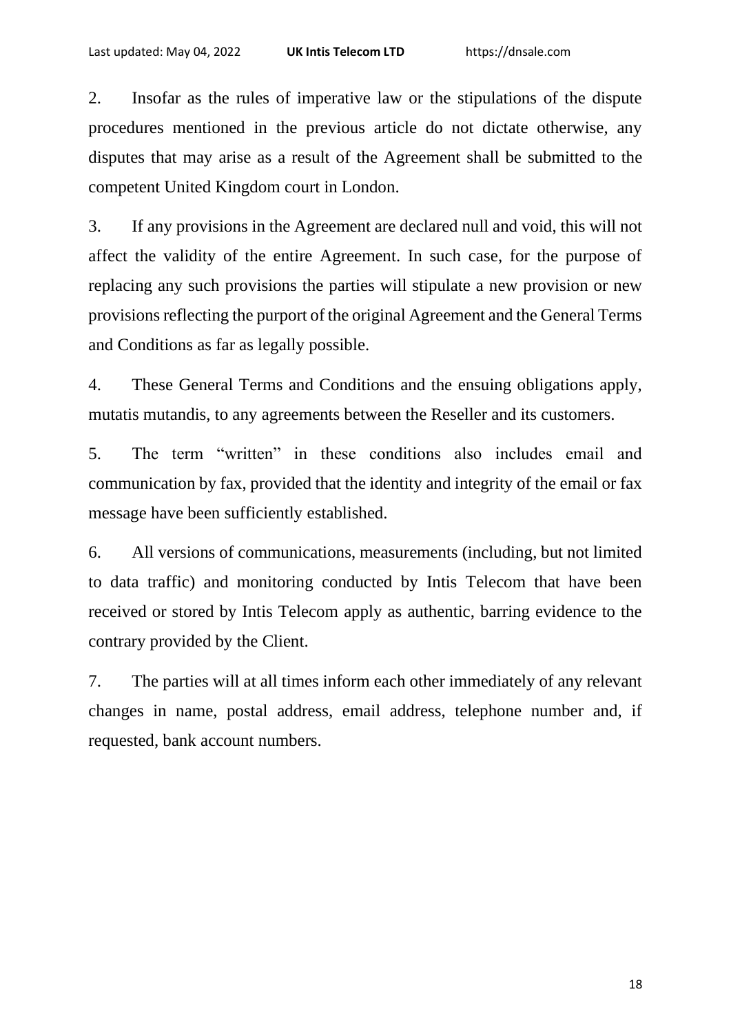2. Insofar as the rules of imperative law or the stipulations of the dispute procedures mentioned in the previous article do not dictate otherwise, any disputes that may arise as a result of the Agreement shall be submitted to the competent United Kingdom court in London.

3. If any provisions in the Agreement are declared null and void, this will not affect the validity of the entire Agreement. In such case, for the purpose of replacing any such provisions the parties will stipulate a new provision or new provisions reflecting the purport of the original Agreement and the General Terms and Conditions as far as legally possible.

4. These General Terms and Conditions and the ensuing obligations apply, mutatis mutandis, to any agreements between the Reseller and its customers.

5. The term “written” in these conditions also includes email and communication by fax, provided that the identity and integrity of the email or fax message have been sufficiently established.

6. All versions of communications, measurements (including, but not limited to data traffic) and monitoring conducted by Intis Telecom that have been received or stored by Intis Telecom apply as authentic, barring evidence to the contrary provided by the Client.

7. The parties will at all times inform each other immediately of any relevant changes in name, postal address, email address, telephone number and, if requested, bank account numbers.